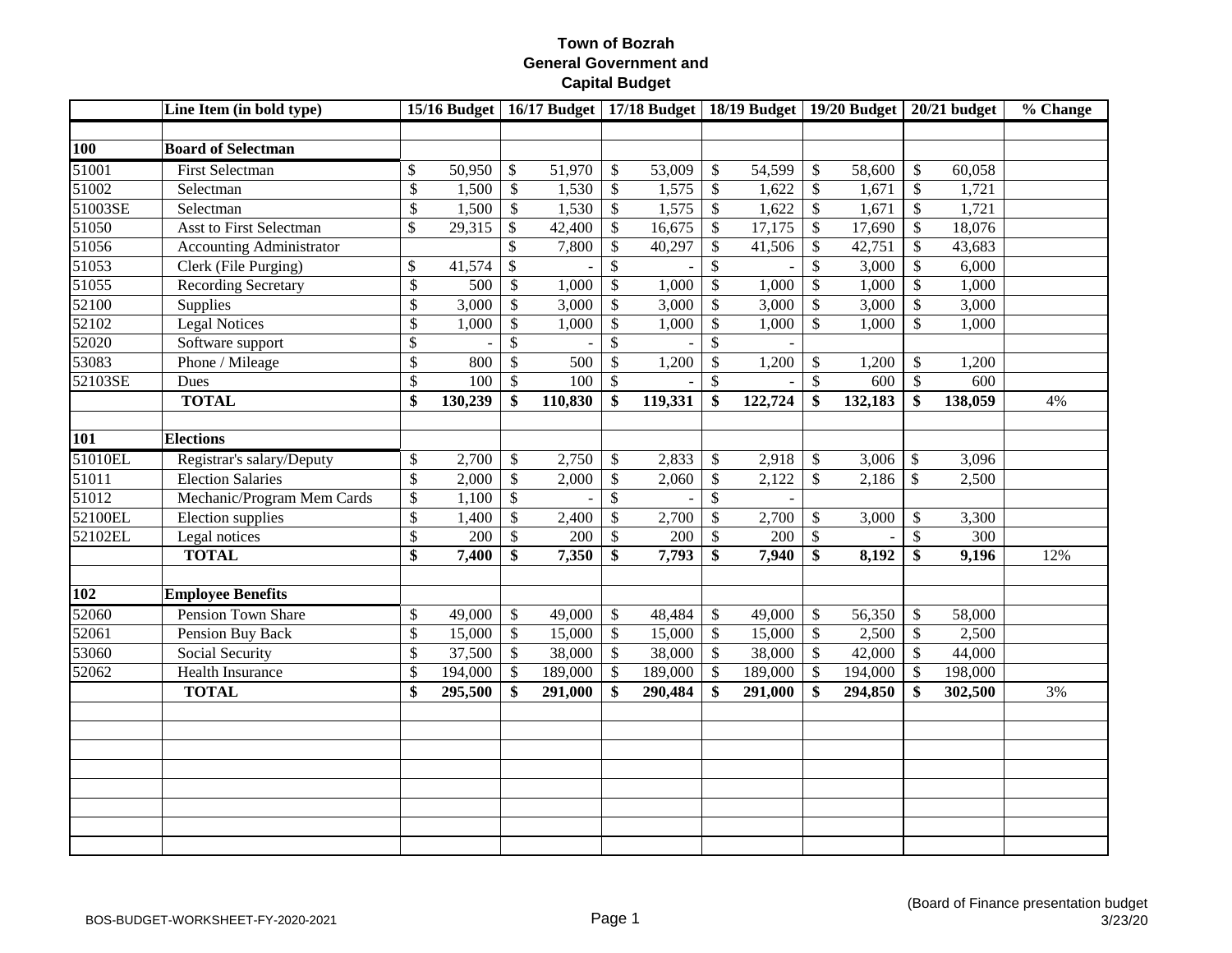# Town of Bozrah
## General Government and Capital Budget

| | Line Item (in bold type) | 15/16 Budget | 16/17 Budget | 17/18 Budget | 18/19 Budget | 19/20 Budget | 20/21 budget | % Change |
|---|---|---|---|---|---|---|---|---|
| **100** | **Board of Selectman** | | | | | | | |
| 51001 | First Selectman | $ 50,950 | $ 51,970 | $ 53,009 | $ 54,599 | $ 58,600 | $ 60,058 | |
| 51002 | Selectman | $ 1,500 | $ 1,530 | $ 1,575 | $ 1,622 | $ 1,671 | $ 1,721 | |
| 51003SE | Selectman | $ 1,500 | $ 1,530 | $ 1,575 | $ 1,622 | $ 1,671 | $ 1,721 | |
| 51050 | Asst to First Selectman | $ 29,315 | $ 42,400 | $ 16,675 | $ 17,175 | $ 17,690 | $ 18,076 | |
| 51056 | Accounting Administrator | | $ 7,800 | $ 40,297 | $ 41,506 | $ 42,751 | $ 43,683 | |
| 51053 | Clerk (File Purging) | $ 41,574 | $ - | $ - | $ - | $ 3,000 | $ 6,000 | |
| 51055 | Recording Secretary | $ 500 | $ 1,000 | $ 1,000 | $ 1,000 | $ 1,000 | $ 1,000 | |
| 52100 | Supplies | $ 3,000 | $ 3,000 | $ 3,000 | $ 3,000 | $ 3,000 | $ 3,000 | |
| 52102 | Legal Notices | $ 1,000 | $ 1,000 | $ 1,000 | $ 1,000 | $ 1,000 | $ 1,000 | |
| 52020 | Software support | $ - | $ - | $ - | $ - | | | |
| 53083 | Phone / Mileage | $ 800 | $ 500 | $ 1,200 | $ 1,200 | $ 1,200 | $ 1,200 | |
| 52103SE | Dues | $ 100 | $ 100 | $ - | $ - | $ 600 | $ 600 | |
| | **TOTAL** | **$ 130,239** | **$ 110,830** | **$ 119,331** | **$ 122,724** | **$ 132,183** | **$ 138,059** | 4% |
| **101** | **Elections** | | | | | | | |
| 51010EL | Registrar's salary/Deputy | $ 2,700 | $ 2,750 | $ 2,833 | $ 2,918 | $ 3,006 | $ 3,096 | |
| 51011 | Election Salaries | $ 2,000 | $ 2,000 | $ 2,060 | $ 2,122 | $ 2,186 | $ 2,500 | |
| 51012 | Mechanic/Program Mem Cards | $ 1,100 | $ - | $ - | $ - | | | |
| 52100EL | Election supplies | $ 1,400 | $ 2,400 | $ 2,700 | $ 2,700 | $ 3,000 | $ 3,300 | |
| 52102EL | Legal notices | $ 200 | $ 200 | $ 200 | $ 200 | $ - | $ 300 | |
| | **TOTAL** | **$ 7,400** | **$ 7,350** | **$ 7,793** | **$ 7,940** | **$ 8,192** | **$ 9,196** | 12% |
| **102** | **Employee Benefits** | | | | | | | |
| 52060 | Pension Town Share | $ 49,000 | $ 49,000 | $ 48,484 | $ 49,000 | $ 56,350 | $ 58,000 | |
| 52061 | Pension Buy Back | $ 15,000 | $ 15,000 | $ 15,000 | $ 15,000 | $ 2,500 | $ 2,500 | |
| 53060 | Social Security | $ 37,500 | $ 38,000 | $ 38,000 | $ 38,000 | $ 42,000 | $ 44,000 | |
| 52062 | Health Insurance | $ 194,000 | $ 189,000 | $ 189,000 | $ 189,000 | $ 194,000 | $ 198,000 | |
| | **TOTAL** | **$ 295,500** | **$ 291,000** | **$ 290,484** | **$ 291,000** | **$ 294,850** | **$ 302,500** | 3% |

BOS-BUDGET-WORKSHEET-FY-2020-2021

(Board of Finance presentation budget 3/23/20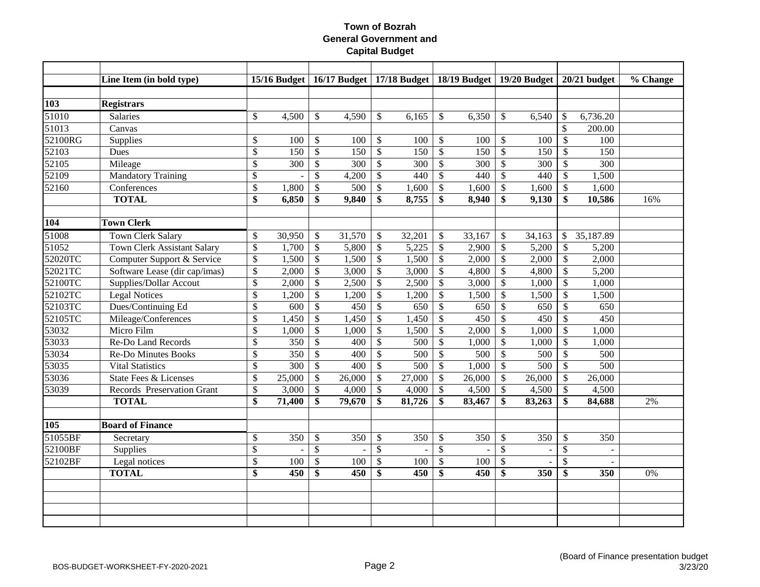# Town of Bozrah
## General Government and Capital Budget

| | Line Item (in bold type) | 15/16 Budget | 16/17 Budget | 17/18 Budget | 18/19 Budget | 19/20 Budget | 20/21 budget | % Change |
|---|---|---|---|---|---|---|---|---|
| **103** | **Registrars** | | | | | | | |
| 51010 | Salaries | $ 4,500 | $ 4,590 | $ 6,165 | $ 6,350 | $ 6,540 | $ 6,736.20 | |
| 51013 | Canvas | | | | | | $ 200.00 | |
| 52100RG | Supplies | $ 100 | $ 100 | $ 100 | $ 100 | $ 100 | $ 100 | |
| 52103 | Dues | $ 150 | $ 150 | $ 150 | $ 150 | $ 150 | $ 150 | |
| 52105 | Mileage | $ 300 | $ 300 | $ 300 | $ 300 | $ 300 | $ 300 | |
| 52109 | Mandatory Training | $ - | $ 4,200 | $ 440 | $ 440 | $ 440 | $ 1,500 | |
| 52160 | Conferences | $ 1,800 | $ 500 | $ 1,600 | $ 1,600 | $ 1,600 | $ 1,600 | |
| | **TOTAL** | **$ 6,850** | **$ 9,840** | **$ 8,755** | **$ 8,940** | **$ 9,130** | **$ 10,586** | 16% |
| **104** | **Town Clerk** | | | | | | | |
| 51008 | Town Clerk Salary | $ 30,950 | $ 31,570 | $ 32,201 | $ 33,167 | $ 34,163 | $ 35,187.89 | |
| 51052 | Town Clerk Assistant Salary | $ 1,700 | $ 5,800 | $ 5,225 | $ 2,900 | $ 5,200 | $ 5,200 | |
| 52020TC | Computer Support & Service | $ 1,500 | $ 1,500 | $ 1,500 | $ 2,000 | $ 2,000 | $ 2,000 | |
| 52021TC | Software Lease (dir cap/imas) | $ 2,000 | $ 3,000 | $ 3,000 | $ 4,800 | $ 4,800 | $ 5,200 | |
| 52100TC | Supplies/Dollar Accout | $ 2,000 | $ 2,500 | $ 2,500 | $ 3,000 | $ 1,000 | $ 1,000 | |
| 52102TC | Legal Notices | $ 1,200 | $ 1,200 | $ 1,200 | $ 1,500 | $ 1,500 | $ 1,500 | |
| 52103TC | Dues/Continuing Ed | $ 600 | $ 450 | $ 650 | $ 650 | $ 650 | $ 650 | |
| 52105TC | Mileage/Conferences | $ 1,450 | $ 1,450 | $ 1,450 | $ 450 | $ 450 | $ 450 | |
| 53032 | Micro Film | $ 1,000 | $ 1,000 | $ 1,500 | $ 2,000 | $ 1,000 | $ 1,000 | |
| 53033 | Re-Do Land Records | $ 350 | $ 400 | $ 500 | $ 1,000 | $ 1,000 | $ 1,000 | |
| 53034 | Re-Do Minutes Books | $ 350 | $ 400 | $ 500 | $ 500 | $ 500 | $ 500 | |
| 53035 | Vital Statistics | $ 300 | $ 400 | $ 500 | $ 1,000 | $ 500 | $ 500 | |
| 53036 | State Fees & Licenses | $ 25,000 | $ 26,000 | $ 27,000 | $ 26,000 | $ 26,000 | $ 26,000 | |
| 53039 | Records Preservation Grant | $ 3,000 | $ 4,000 | $ 4,000 | $ 4,500 | $ 4,500 | $ 4,500 | |
| | **TOTAL** | **$ 71,400** | **$ 79,670** | **$ 81,726** | **$ 83,467** | **$ 83,263** | **$ 84,688** | 2% |
| **105** | **Board of Finance** | | | | | | | |
| 51055BF | Secretary | $ 350 | $ 350 | $ 350 | $ 350 | $ 350 | $ 350 | |
| 52100BF | Supplies | $ - | $ - | $ - | $ - | $ - | $ - | |
| 52102BF | Legal notices | $ 100 | $ 100 | $ 100 | $ 100 | $ - | $ - | |
| | **TOTAL** | **$ 450** | **$ 450** | **$ 450** | **$ 450** | **$ 350** | **$ 350** | 0% |

BOS-BUDGET-WORKSHEET-FY-2020-2021

(Board of Finance presentation budget 3/23/20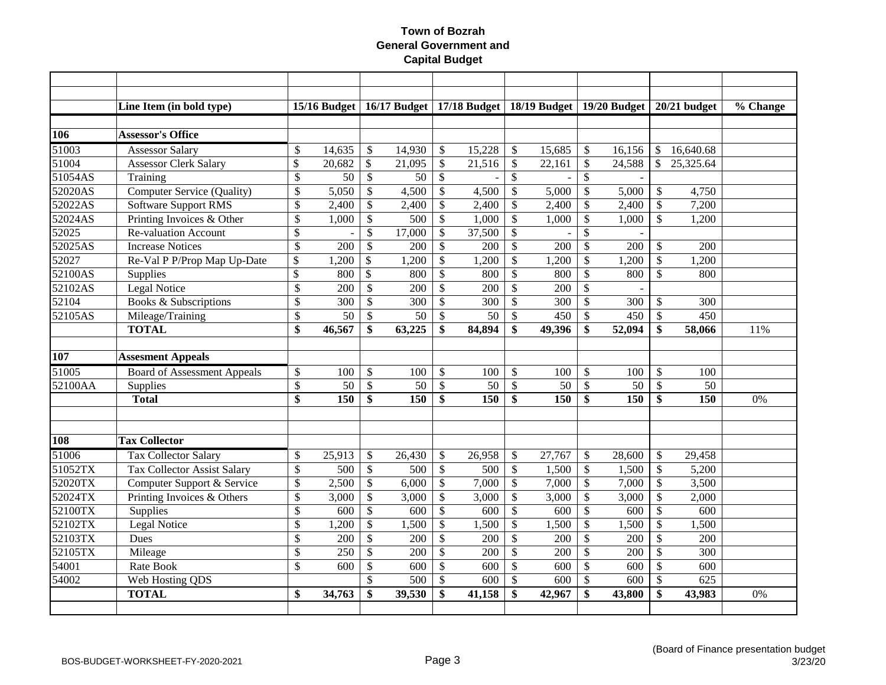# Town of Bozrah
## General Government and Capital Budget

| | Line Item (in bold type) | 15/16 Budget | 16/17 Budget | 17/18 Budget | 18/19 Budget | 19/20 Budget | 20/21 budget | % Change |
|---|---|---|---|---|---|---|---|---|
| **106** | **Assessor's Office** | | | | | | | |
| 51003 | Assessor Salary | $ 14,635 | $ 14,930 | $ 15,228 | $ 15,685 | $ 16,156 | $ 16,640.68 | |
| 51004 | Assessor Clerk Salary | $ 20,682 | $ 21,095 | $ 21,516 | $ 22,161 | $ 24,588 | $ 25,325.64 | |
| 51054AS | Training | $ 50 | $ 50 | $ - | $ - | $ - | | |
| 52020AS | Computer Service (Quality) | $ 5,050 | $ 4,500 | $ 4,500 | $ 5,000 | $ 5,000 | $ 4,750 | |
| 52022AS | Software Support RMS | $ 2,400 | $ 2,400 | $ 2,400 | $ 2,400 | $ 2,400 | $ 7,200 | |
| 52024AS | Printing Invoices & Other | $ 1,000 | $ 500 | $ 1,000 | $ 1,000 | $ 1,000 | $ 1,200 | |
| 52025 | Re-valuation Account | $ - | $ 17,000 | $ 37,500 | $ - | $ - | | |
| 52025AS | Increase Notices | $ 200 | $ 200 | $ 200 | $ 200 | $ 200 | $ 200 | |
| 52027 | Re-Val P P/Prop Map Up-Date | $ 1,200 | $ 1,200 | $ 1,200 | $ 1,200 | $ 1,200 | $ 1,200 | |
| 52100AS | Supplies | $ 800 | $ 800 | $ 800 | $ 800 | $ 800 | $ 800 | |
| 52102AS | Legal Notice | $ 200 | $ 200 | $ 200 | $ 200 | $ - | | |
| 52104 | Books & Subscriptions | $ 300 | $ 300 | $ 300 | $ 300 | $ 300 | $ 300 | |
| 52105AS | Mileage/Training | $ 50 | $ 50 | $ 50 | $ 450 | $ 450 | $ 450 | |
| | **TOTAL** | **$ 46,567** | **$ 63,225** | **$ 84,894** | **$ 49,396** | **$ 52,094** | **$ 58,066** | 11% |
| **107** | **Assesment Appeals** | | | | | | | |
| 51005 | Board of Assessment Appeals | $ 100 | $ 100 | $ 100 | $ 100 | $ 100 | $ 100 | |
| 52100AA | Supplies | $ 50 | $ 50 | $ 50 | $ 50 | $ 50 | $ 50 | |
| | **Total** | **$ 150** | **$ 150** | **$ 150** | **$ 150** | **$ 150** | **$ 150** | 0% |
| **108** | **Tax Collector** | | | | | | | |
| 51006 | Tax Collector Salary | $ 25,913 | $ 26,430 | $ 26,958 | $ 27,767 | $ 28,600 | $ 29,458 | |
| 51052TX | Tax Collector Assist Salary | $ 500 | $ 500 | $ 500 | $ 1,500 | $ 1,500 | $ 5,200 | |
| 52020TX | Computer Support & Service | $ 2,500 | $ 6,000 | $ 7,000 | $ 7,000 | $ 7,000 | $ 3,500 | |
| 52024TX | Printing Invoices & Others | $ 3,000 | $ 3,000 | $ 3,000 | $ 3,000 | $ 3,000 | $ 2,000 | |
| 52100TX | Supplies | $ 600 | $ 600 | $ 600 | $ 600 | $ 600 | $ 600 | |
| 52102TX | Legal Notice | $ 1,200 | $ 1,500 | $ 1,500 | $ 1,500 | $ 1,500 | $ 1,500 | |
| 52103TX | Dues | $ 200 | $ 200 | $ 200 | $ 200 | $ 200 | $ 200 | |
| 52105TX | Mileage | $ 250 | $ 200 | $ 200 | $ 200 | $ 200 | $ 300 | |
| 54001 | Rate Book | $ 600 | $ 600 | $ 600 | $ 600 | $ 600 | $ 600 | |
| 54002 | Web Hosting QDS | | $ 500 | $ 600 | $ 600 | $ 600 | $ 625 | |
| | **TOTAL** | **$ 34,763** | **$ 39,530** | **$ 41,158** | **$ 42,967** | **$ 43,800** | **$ 43,983** | 0% |

(Board of Finance presentation budget 3/23/20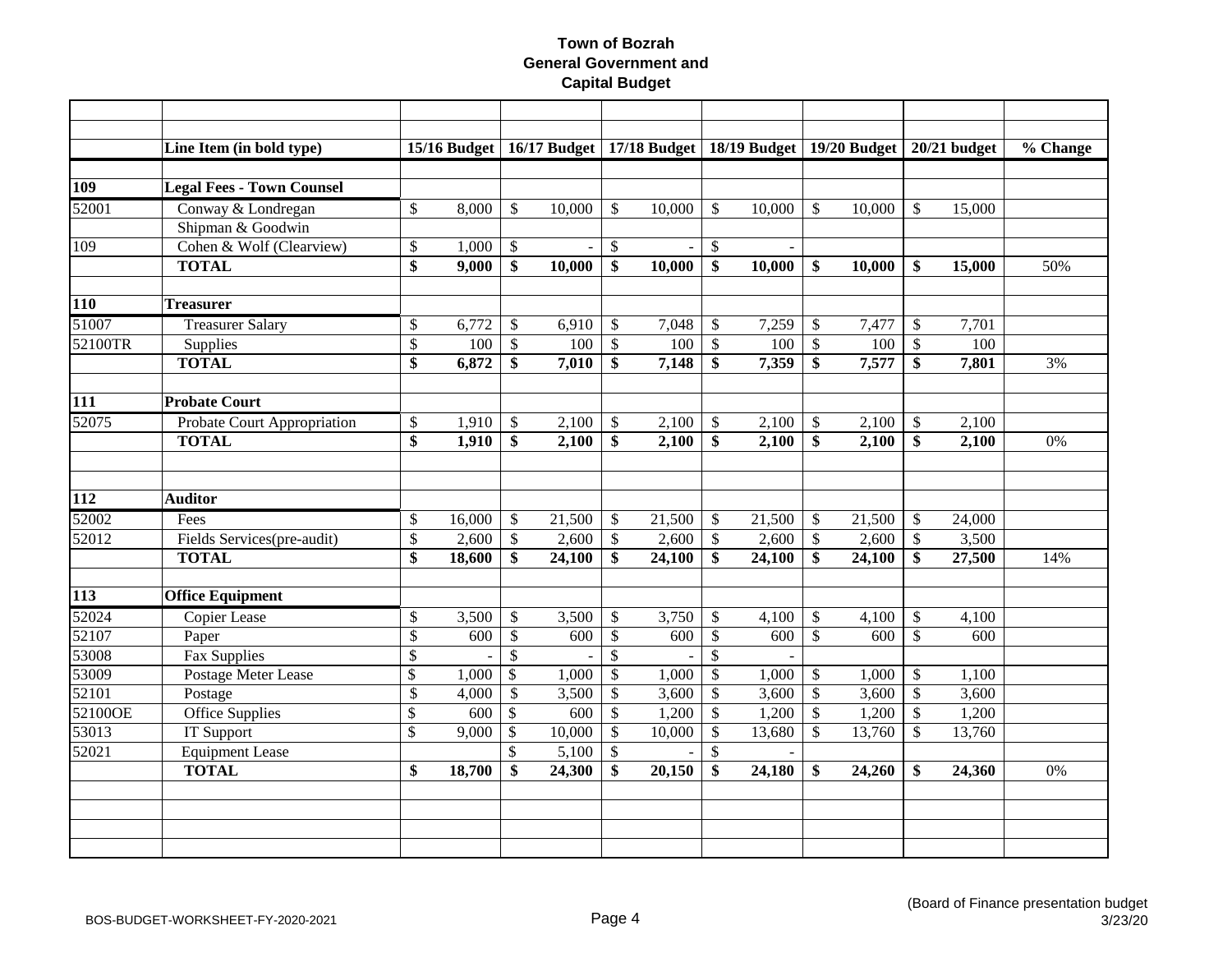# Town of Bozrah
## General Government and Capital Budget

| | Line Item (in bold type) | 15/16 Budget | 16/17 Budget | 17/18 Budget | 18/19 Budget | 19/20 Budget | 20/21 budget | % Change |
|---|---|---|---|---|---|---|---|---|
| **109** | **Legal Fees - Town Counsel** | | | | | | | |
| 52001 | Conway & Londregan | $ 8,000 | $ 10,000 | $ 10,000 | $ 10,000 | $ 10,000 | $ 15,000 | |
| | Shipman & Goodwin | | | | | | | |
| 109 | Cohen & Wolf (Clearview) | $ 1,000 | $ - | $ - | $ - | | | |
| | **TOTAL** | **$ 9,000** | **$ 10,000** | **$ 10,000** | **$ 10,000** | **$ 10,000** | **$ 15,000** | 50% |
| **110** | **Treasurer** | | | | | | | |
| 51007 | Treasurer Salary | $ 6,772 | $ 6,910 | $ 7,048 | $ 7,259 | $ 7,477 | $ 7,701 | |
| 52100TR | Supplies | $ 100 | $ 100 | $ 100 | $ 100 | $ 100 | $ 100 | |
| | **TOTAL** | **$ 6,872** | **$ 7,010** | **$ 7,148** | **$ 7,359** | **$ 7,577** | **$ 7,801** | 3% |
| **111** | **Probate Court** | | | | | | | |
| 52075 | Probate Court Appropriation | $ 1,910 | $ 2,100 | $ 2,100 | $ 2,100 | $ 2,100 | $ 2,100 | |
| | **TOTAL** | **$ 1,910** | **$ 2,100** | **$ 2,100** | **$ 2,100** | **$ 2,100** | **$ 2,100** | 0% |
| **112** | **Auditor** | | | | | | | |
| 52002 | Fees | $ 16,000 | $ 21,500 | $ 21,500 | $ 21,500 | $ 21,500 | $ 24,000 | |
| 52012 | Fields Services(pre-audit) | $ 2,600 | $ 2,600 | $ 2,600 | $ 2,600 | $ 2,600 | $ 3,500 | |
| | **TOTAL** | **$ 18,600** | **$ 24,100** | **$ 24,100** | **$ 24,100** | **$ 24,100** | **$ 27,500** | 14% |
| **113** | **Office Equipment** | | | | | | | |
| 52024 | Copier Lease | $ 3,500 | $ 3,500 | $ 3,750 | $ 4,100 | $ 4,100 | $ 4,100 | |
| 52107 | Paper | $ 600 | $ 600 | $ 600 | $ 600 | $ 600 | $ 600 | |
| 53008 | Fax Supplies | $ - | $ - | $ - | $ - | | | |
| 53009 | Postage Meter Lease | $ 1,000 | $ 1,000 | $ 1,000 | $ 1,000 | $ 1,000 | $ 1,100 | |
| 52101 | Postage | $ 4,000 | $ 3,500 | $ 3,600 | $ 3,600 | $ 3,600 | $ 3,600 | |
| 52100OE | Office Supplies | $ 600 | $ 600 | $ 1,200 | $ 1,200 | $ 1,200 | $ 1,200 | |
| 53013 | IT Support | $ 9,000 | $ 10,000 | $ 10,000 | $ 13,680 | $ 13,760 | $ 13,760 | |
| 52021 | Equipment Lease | | $ 5,100 | $ - | $ - | | | |
| | **TOTAL** | **$ 18,700** | **$ 24,300** | **$ 20,150** | **$ 24,180** | **$ 24,260** | **$ 24,360** | 0% |

BOS-BUDGET-WORKSHEET-FY-2020-2021

(Board of Finance presentation budget 3/23/20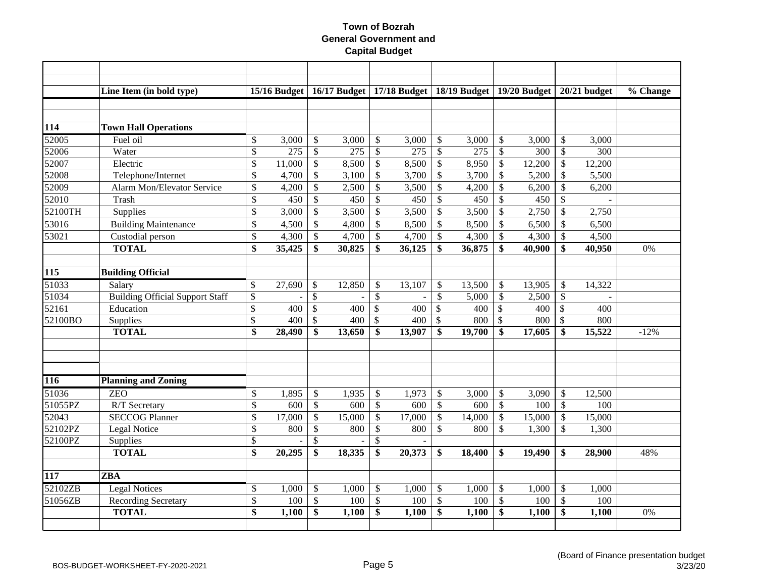# Town of Bozrah
## General Government and Capital Budget

| | Line Item (in bold type) | 15/16 Budget | 16/17 Budget | 17/18 Budget | 18/19 Budget | 19/20 Budget | 20/21 budget | % Change |
|---|---|---|---|---|---|---|---|---|
| **114** | **Town Hall Operations** | | | | | | | |
| 52005 | Fuel oil | $ 3,000 | $ 3,000 | $ 3,000 | $ 3,000 | $ 3,000 | $ 3,000 | |
| 52006 | Water | $ 275 | $ 275 | $ 275 | $ 275 | $ 300 | $ 300 | |
| 52007 | Electric | $ 11,000 | $ 8,500 | $ 8,500 | $ 8,950 | $ 12,200 | $ 12,200 | |
| 52008 | Telephone/Internet | $ 4,700 | $ 3,100 | $ 3,700 | $ 3,700 | $ 5,200 | $ 5,500 | |
| 52009 | Alarm Mon/Elevator Service | $ 4,200 | $ 2,500 | $ 3,500 | $ 4,200 | $ 6,200 | $ 6,200 | |
| 52010 | Trash | $ 450 | $ 450 | $ 450 | $ 450 | $ 450 | $ - | |
| 52100TH | Supplies | $ 3,000 | $ 3,500 | $ 3,500 | $ 3,500 | $ 2,750 | $ 2,750 | |
| 53016 | Building Maintenance | $ 4,500 | $ 4,800 | $ 8,500 | $ 8,500 | $ 6,500 | $ 6,500 | |
| 53021 | Custodial person | $ 4,300 | $ 4,700 | $ 4,700 | $ 4,300 | $ 4,300 | $ 4,500 | |
| | **TOTAL** | **$ 35,425** | **$ 30,825** | **$ 36,125** | **$ 36,875** | **$ 40,900** | **$ 40,950** | 0% |
| **115** | **Building Official** | | | | | | | |
| 51033 | Salary | $ 27,690 | $ 12,850 | $ 13,107 | $ 13,500 | $ 13,905 | $ 14,322 | |
| 51034 | Building Official Support Staff | $ - | $ - | $ - | $ 5,000 | $ 2,500 | $ - | |
| 52161 | Education | $ 400 | $ 400 | $ 400 | $ 400 | $ 400 | $ 400 | |
| 52100BO | Supplies | $ 400 | $ 400 | $ 400 | $ 800 | $ 800 | $ 800 | |
| | **TOTAL** | **$ 28,490** | **$ 13,650** | **$ 13,907** | **$ 19,700** | **$ 17,605** | **$ 15,522** | -12% |
| **116** | **Planning and Zoning** | | | | | | | |
| 51036 | ZEO | $ 1,895 | $ 1,935 | $ 1,973 | $ 3,000 | $ 3,090 | $ 12,500 | |
| 51055PZ | R/T Secretary | $ 600 | $ 600 | $ 600 | $ 600 | $ 100 | $ 100 | |
| 52043 | SECCOG Planner | $ 17,000 | $ 15,000 | $ 17,000 | $ 14,000 | $ 15,000 | $ 15,000 | |
| 52102PZ | Legal Notice | $ 800 | $ 800 | $ 800 | $ 800 | $ 1,300 | $ 1,300 | |
| 52100PZ | Supplies | $ - | $ - | $ - | | | | |
| | **TOTAL** | **$ 20,295** | **$ 18,335** | **$ 20,373** | **$ 18,400** | **$ 19,490** | **$ 28,900** | 48% |
| **117** | **ZBA** | | | | | | | |
| 52102ZB | Legal Notices | $ 1,000 | $ 1,000 | $ 1,000 | $ 1,000 | $ 1,000 | $ 1,000 | |
| 51056ZB | Recording Secretary | $ 100 | $ 100 | $ 100 | $ 100 | $ 100 | $ 100 | |
| | **TOTAL** | **$ 1,100** | **$ 1,100** | **$ 1,100** | **$ 1,100** | **$ 1,100** | **$ 1,100** | 0% |

(Board of Finance presentation budget 3/23/20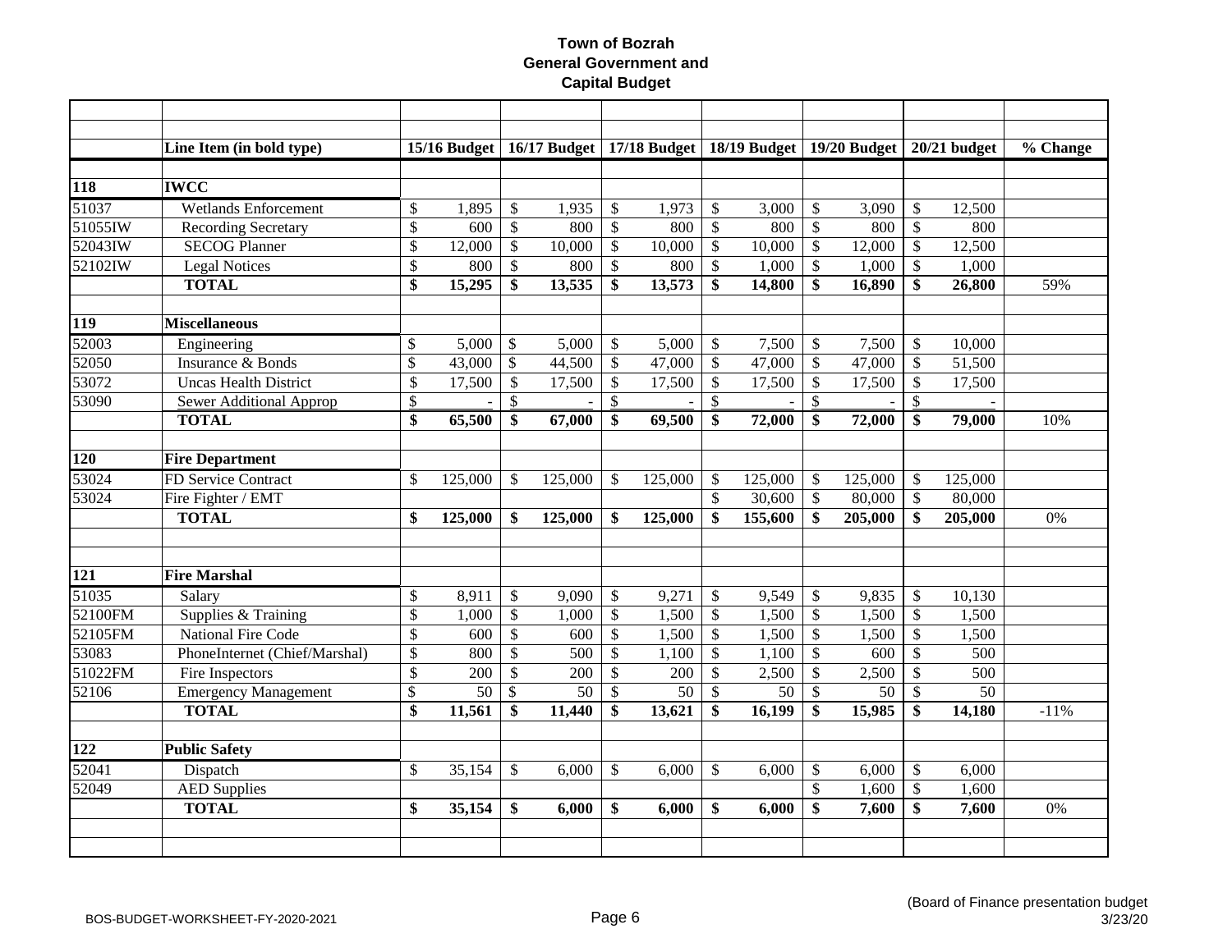# Town of Bozrah
## General Government and
## Capital Budget

| | Line Item (in bold type) | 15/16 Budget | 16/17 Budget | 17/18 Budget | 18/19 Budget | 19/20 Budget | 20/21 budget | % Change |
|---|---|---|---|---|---|---|---|---|
| **118** | **IWCC** | | | | | | | |
| 51037 | Wetlands Enforcement | $ 1,895 | $ 1,935 | $ 1,973 | $ 3,000 | $ 3,090 | $ 12,500 | |
| 51055IW | Recording Secretary | $ 600 | $ 800 | $ 800 | $ 800 | $ 800 | $ 800 | |
| 52043IW | SECOG Planner | $ 12,000 | $ 10,000 | $ 10,000 | $ 10,000 | $ 12,000 | $ 12,500 | |
| 52102IW | Legal Notices | $ 800 | $ 800 | $ 800 | $ 1,000 | $ 1,000 | $ 1,000 | |
| | **TOTAL** | **$ 15,295** | **$ 13,535** | **$ 13,573** | **$ 14,800** | **$ 16,890** | **$ 26,800** | 59% |
| **119** | **Miscellaneous** | | | | | | | |
| 52003 | Engineering | $ 5,000 | $ 5,000 | $ 5,000 | $ 7,500 | $ 7,500 | $ 10,000 | |
| 52050 | Insurance & Bonds | $ 43,000 | $ 44,500 | $ 47,000 | $ 47,000 | $ 47,000 | $ 51,500 | |
| 53072 | Uncas Health District | $ 17,500 | $ 17,500 | $ 17,500 | $ 17,500 | $ 17,500 | $ 17,500 | |
| 53090 | Sewer Additional Approp | $ - | $ - | $ - | $ - | $ - | $ - | |
| | **TOTAL** | **$ 65,500** | **$ 67,000** | **$ 69,500** | **$ 72,000** | **$ 72,000** | **$ 79,000** | 10% |
| **120** | **Fire Department** | | | | | | | |
| 53024 | FD Service Contract | $ 125,000 | $ 125,000 | $ 125,000 | $ 125,000 | $ 125,000 | $ 125,000 | |
| 53024 | Fire Fighter / EMT | | | | $ 30,600 | $ 80,000 | $ 80,000 | |
| | **TOTAL** | **$ 125,000** | **$ 125,000** | **$ 125,000** | **$ 155,600** | **$ 205,000** | **$ 205,000** | 0% |
| **121** | **Fire Marshal** | | | | | | | |
| 51035 | Salary | $ 8,911 | $ 9,090 | $ 9,271 | $ 9,549 | $ 9,835 | $ 10,130 | |
| 52100FM | Supplies & Training | $ 1,000 | $ 1,000 | $ 1,500 | $ 1,500 | $ 1,500 | $ 1,500 | |
| 52105FM | National Fire Code | $ 600 | $ 600 | $ 1,500 | $ 1,500 | $ 1,500 | $ 1,500 | |
| 53083 | PhoneInternet (Chief/Marshal) | $ 800 | $ 500 | $ 1,100 | $ 1,100 | $ 600 | $ 500 | |
| 51022FM | Fire Inspectors | $ 200 | $ 200 | $ 200 | $ 2,500 | $ 2,500 | $ 500 | |
| 52106 | Emergency Management | $ 50 | $ 50 | $ 50 | $ 50 | $ 50 | $ 50 | |
| | **TOTAL** | **$ 11,561** | **$ 11,440** | **$ 13,621** | **$ 16,199** | **$ 15,985** | **$ 14,180** | -11% |
| **122** | **Public Safety** | | | | | | | |
| 52041 | Dispatch | $ 35,154 | $ 6,000 | $ 6,000 | $ 6,000 | $ 6,000 | $ 6,000 | |
| 52049 | AED Supplies | | | | | $ 1,600 | $ 1,600 | |
| | **TOTAL** | **$ 35,154** | **$ 6,000** | **$ 6,000** | **$ 6,000** | **$ 7,600** | **$ 7,600** | 0% |

BOS-BUDGET-WORKSHEET-FY-2020-2021

(Board of Finance presentation budget 3/23/20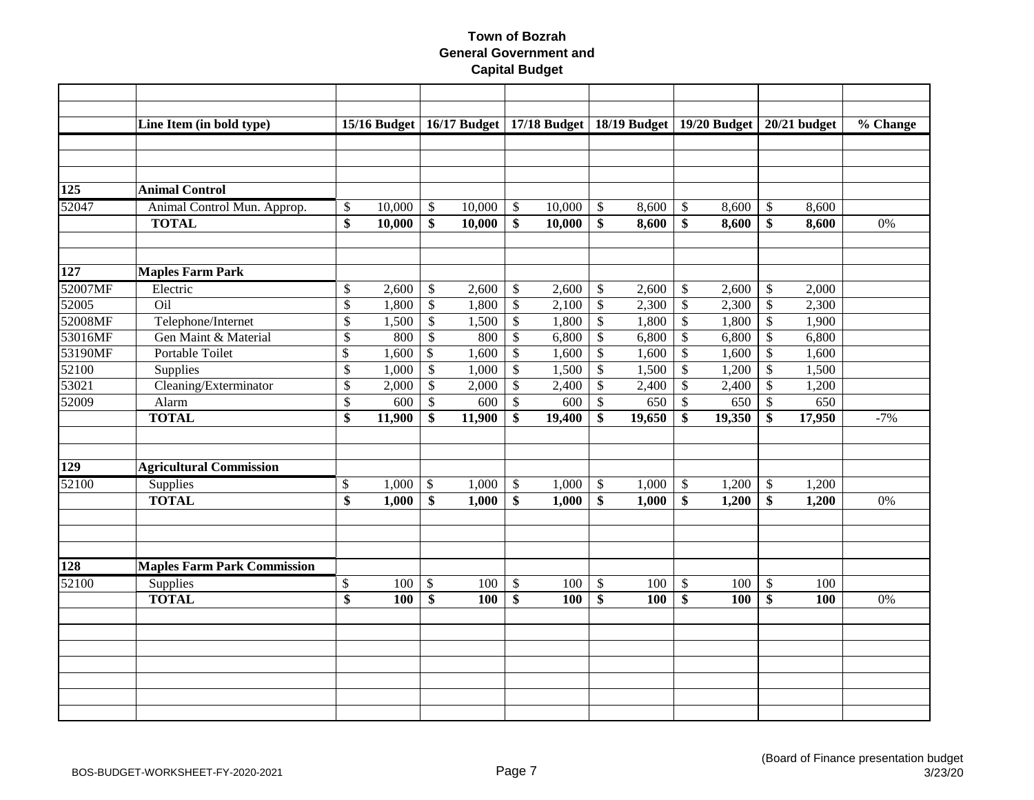**Town of Bozrah**
**General Government and**
**Capital Budget**

| | Line Item (in bold type) | 15/16 Budget | 16/17 Budget | 17/18 Budget | 18/19 Budget | 19/20 Budget | 20/21 budget | % Change |
|---|---|---|---|---|---|---|---|---|
| **125** | **Animal Control** | | | | | | | |
| 52047 | Animal Control Mun. Approp. | $ 10,000 | $ 10,000 | $ 10,000 | $ 8,600 | $ 8,600 | $ 8,600 | |
| | **TOTAL** | **$ 10,000** | **$ 10,000** | **$ 10,000** | **$ 8,600** | **$ 8,600** | **$ 8,600** | 0% |
| **127** | **Maples Farm Park** | | | | | | | |
| 52007MF | Electric | $ 2,600 | $ 2,600 | $ 2,600 | $ 2,600 | $ 2,600 | $ 2,000 | |
| 52005 | Oil | $ 1,800 | $ 1,800 | $ 2,100 | $ 2,300 | $ 2,300 | $ 2,300 | |
| 52008MF | Telephone/Internet | $ 1,500 | $ 1,500 | $ 1,800 | $ 1,800 | $ 1,800 | $ 1,900 | |
| 53016MF | Gen Maint & Material | $ 800 | $ 800 | $ 6,800 | $ 6,800 | $ 6,800 | $ 6,800 | |
| 53190MF | Portable Toilet | $ 1,600 | $ 1,600 | $ 1,600 | $ 1,600 | $ 1,600 | $ 1,600 | |
| 52100 | Supplies | $ 1,000 | $ 1,000 | $ 1,500 | $ 1,500 | $ 1,200 | $ 1,500 | |
| 53021 | Cleaning/Exterminator | $ 2,000 | $ 2,000 | $ 2,400 | $ 2,400 | $ 2,400 | $ 1,200 | |
| 52009 | Alarm | $ 600 | $ 600 | $ 600 | $ 650 | $ 650 | $ 650 | |
| | **TOTAL** | **$ 11,900** | **$ 11,900** | **$ 19,400** | **$ 19,650** | **$ 19,350** | **$ 17,950** | -7% |
| **129** | **Agricultural Commission** | | | | | | | |
| 52100 | Supplies | $ 1,000 | $ 1,000 | $ 1,000 | $ 1,000 | $ 1,200 | $ 1,200 | |
| | **TOTAL** | **$ 1,000** | **$ 1,000** | **$ 1,000** | **$ 1,000** | **$ 1,200** | **$ 1,200** | 0% |
| **128** | **Maples Farm Park Commission** | | | | | | | |
| 52100 | Supplies | $ 100 | $ 100 | $ 100 | $ 100 | $ 100 | $ 100 | |
| | **TOTAL** | **$ 100** | **$ 100** | **$ 100** | **$ 100** | **$ 100** | **$ 100** | 0% |

BOS-BUDGET-WORKSHEET-FY-2020-2021

(Board of Finance presentation budget 3/23/20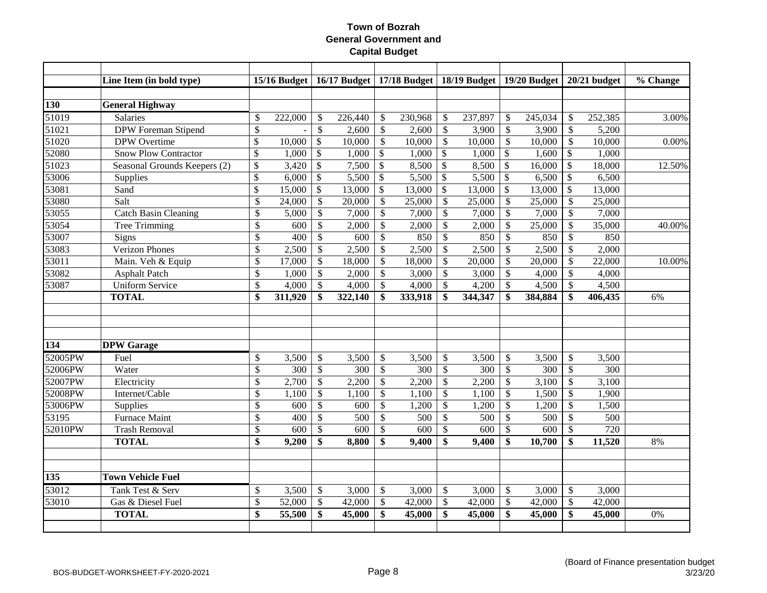# Town of Bozrah
## General Government and Capital Budget

| | Line Item (in bold type) | 15/16 Budget | 16/17 Budget | 17/18 Budget | 18/19 Budget | 19/20 Budget | 20/21 budget | % Change |
|---|---|---|---|---|---|---|---|---|
| | | | | | | | | |
| **130** | **General Highway** | | | | | | | |
| 51019 | Salaries | $ 222,000 | $ 226,440 | $ 230,968 | $ 237,897 | $ 245,034 | $ 252,385 | 3.00% |
| 51021 | DPW Foreman Stipend | $ - | $ 2,600 | $ 2,600 | $ 3,900 | $ 3,900 | $ 5,200 | |
| 51020 | DPW Overtime | $ 10,000 | $ 10,000 | $ 10,000 | $ 10,000 | $ 10,000 | $ 10,000 | 0.00% |
| 52080 | Snow Plow Contractor | $ 1,000 | $ 1,000 | $ 1,000 | $ 1,000 | $ 1,600 | $ 1,000 | |
| 51023 | Seasonal Grounds Keepers (2) | $ 3,420 | $ 7,500 | $ 8,500 | $ 8,500 | $ 16,000 | $ 18,000 | 12.50% |
| 53006 | Supplies | $ 6,000 | $ 5,500 | $ 5,500 | $ 5,500 | $ 6,500 | $ 6,500 | |
| 53081 | Sand | $ 15,000 | $ 13,000 | $ 13,000 | $ 13,000 | $ 13,000 | $ 13,000 | |
| 53080 | Salt | $ 24,000 | $ 20,000 | $ 25,000 | $ 25,000 | $ 25,000 | $ 25,000 | |
| 53055 | Catch Basin Cleaning | $ 5,000 | $ 7,000 | $ 7,000 | $ 7,000 | $ 7,000 | $ 7,000 | |
| 53054 | Tree Trimming | $ 600 | $ 2,000 | $ 2,000 | $ 2,000 | $ 25,000 | $ 35,000 | 40.00% |
| 53007 | Signs | $ 400 | $ 600 | $ 850 | $ 850 | $ 850 | $ 850 | |
| 53083 | Verizon Phones | $ 2,500 | $ 2,500 | $ 2,500 | $ 2,500 | $ 2,500 | $ 2,000 | |
| 53011 | Main. Veh & Equip | $ 17,000 | $ 18,000 | $ 18,000 | $ 20,000 | $ 20,000 | $ 22,000 | 10.00% |
| 53082 | Asphalt Patch | $ 1,000 | $ 2,000 | $ 3,000 | $ 3,000 | $ 4,000 | $ 4,000 | |
| 53087 | Uniform Service | $ 4,000 | $ 4,000 | $ 4,000 | $ 4,200 | $ 4,500 | $ 4,500 | |
| | **TOTAL** | **$ 311,920** | **$ 322,140** | **$ 333,918** | **$ 344,347** | **$ 384,884** | **$ 406,435** | 6% |
| | | | | | | | | |
| | | | | | | | | |
| | | | | | | | | |
| **134** | **DPW Garage** | | | | | | | |
| 52005PW | Fuel | $ 3,500 | $ 3,500 | $ 3,500 | $ 3,500 | $ 3,500 | $ 3,500 | |
| 52006PW | Water | $ 300 | $ 300 | $ 300 | $ 300 | $ 300 | $ 300 | |
| 52007PW | Electricity | $ 2,700 | $ 2,200 | $ 2,200 | $ 2,200 | $ 3,100 | $ 3,100 | |
| 52008PW | Internet/Cable | $ 1,100 | $ 1,100 | $ 1,100 | $ 1,100 | $ 1,500 | $ 1,900 | |
| 53006PW | Supplies | $ 600 | $ 600 | $ 1,200 | $ 1,200 | $ 1,200 | $ 1,500 | |
| 53195 | Furnace Maint | $ 400 | $ 500 | $ 500 | $ 500 | $ 500 | $ 500 | |
| 52010PW | Trash Removal | $ 600 | $ 600 | $ 600 | $ 600 | $ 600 | $ 720 | |
| | **TOTAL** | **$ 9,200** | **$ 8,800** | **$ 9,400** | **$ 9,400** | **$ 10,700** | **$ 11,520** | 8% |
| | | | | | | | | |
| | | | | | | | | |
| **135** | **Town Vehicle Fuel** | | | | | | | |
| 53012 | Tank Test & Serv | $ 3,500 | $ 3,000 | $ 3,000 | $ 3,000 | $ 3,000 | $ 3,000 | |
| 53010 | Gas & Diesel Fuel | $ 52,000 | $ 42,000 | $ 42,000 | $ 42,000 | $ 42,000 | $ 42,000 | |
| | **TOTAL** | **$ 55,500** | **$ 45,000** | **$ 45,000** | **$ 45,000** | **$ 45,000** | **$ 45,000** | 0% |
| | | | | | | | | |

BOS-BUDGET-WORKSHEET-FY-2020-2021

(Board of Finance presentation budget 3/23/20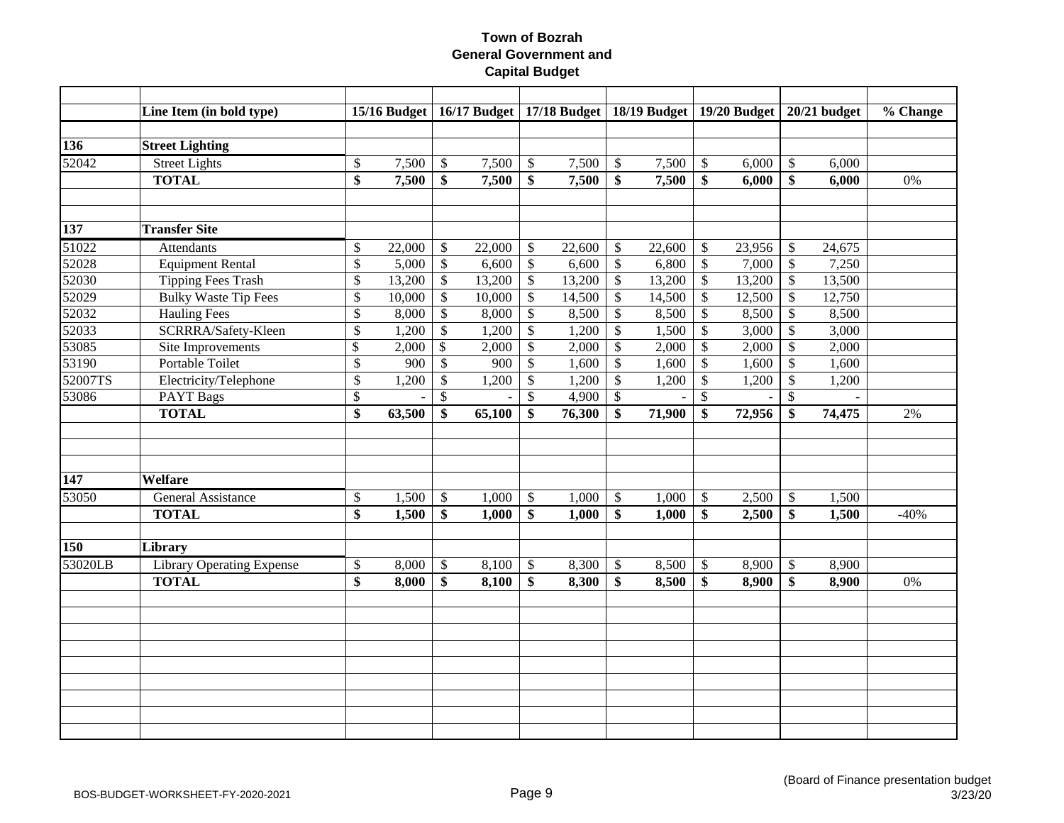# Town of Bozrah
## General Government and
## Capital Budget

| | Line Item (in bold type) | 15/16 Budget | 16/17 Budget | 17/18 Budget | 18/19 Budget | 19/20 Budget | 20/21 budget | % Change |
|---|---|---|---|---|---|---|---|---|
| **136** | **Street Lighting** | | | | | | | |
| 52042 | Street Lights | $ 7,500 | $ 7,500 | $ 7,500 | $ 7,500 | $ 6,000 | $ 6,000 | |
| | **TOTAL** | **$ 7,500** | **$ 7,500** | **$ 7,500** | **$ 7,500** | **$ 6,000** | **$ 6,000** | 0% |
| | | | | | | | | |
| **137** | **Transfer Site** | | | | | | | |
| 51022 | Attendants | $ 22,000 | $ 22,000 | $ 22,600 | $ 22,600 | $ 23,956 | $ 24,675 | |
| 52028 | Equipment Rental | $ 5,000 | $ 6,600 | $ 6,600 | $ 6,800 | $ 7,000 | $ 7,250 | |
| 52030 | Tipping Fees Trash | $ 13,200 | $ 13,200 | $ 13,200 | $ 13,200 | $ 13,200 | $ 13,500 | |
| 52029 | Bulky Waste Tip Fees | $ 10,000 | $ 10,000 | $ 14,500 | $ 14,500 | $ 12,500 | $ 12,750 | |
| 52032 | Hauling Fees | $ 8,000 | $ 8,000 | $ 8,500 | $ 8,500 | $ 8,500 | $ 8,500 | |
| 52033 | SCRRRA/Safety-Kleen | $ 1,200 | $ 1,200 | $ 1,200 | $ 1,500 | $ 3,000 | $ 3,000 | |
| 53085 | Site Improvements | $ 2,000 | $ 2,000 | $ 2,000 | $ 2,000 | $ 2,000 | $ 2,000 | |
| 53190 | Portable Toilet | $ 900 | $ 900 | $ 1,600 | $ 1,600 | $ 1,600 | $ 1,600 | |
| 52007TS | Electricity/Telephone | $ 1,200 | $ 1,200 | $ 1,200 | $ 1,200 | $ 1,200 | $ 1,200 | |
| 53086 | PAYT Bags | $ - | $ - | $ 4,900 | $ - | $ - | $ - | |
| | **TOTAL** | **$ 63,500** | **$ 65,100** | **$ 76,300** | **$ 71,900** | **$ 72,956** | **$ 74,475** | 2% |
| | | | | | | | | |
| **147** | **Welfare** | | | | | | | |
| 53050 | General Assistance | $ 1,500 | $ 1,000 | $ 1,000 | $ 1,000 | $ 2,500 | $ 1,500 | |
| | **TOTAL** | **$ 1,500** | **$ 1,000** | **$ 1,000** | **$ 1,000** | **$ 2,500** | **$ 1,500** | -40% |
| | | | | | | | | |
| **150** | **Library** | | | | | | | |
| 53020LB | Library Operating Expense | $ 8,000 | $ 8,100 | $ 8,300 | $ 8,500 | $ 8,900 | $ 8,900 | |
| | **TOTAL** | **$ 8,000** | **$ 8,100** | **$ 8,300** | **$ 8,500** | **$ 8,900** | **$ 8,900** | 0% |

BOS-BUDGET-WORKSHEET-FY-2020-2021

(Board of Finance presentation budget 3/23/20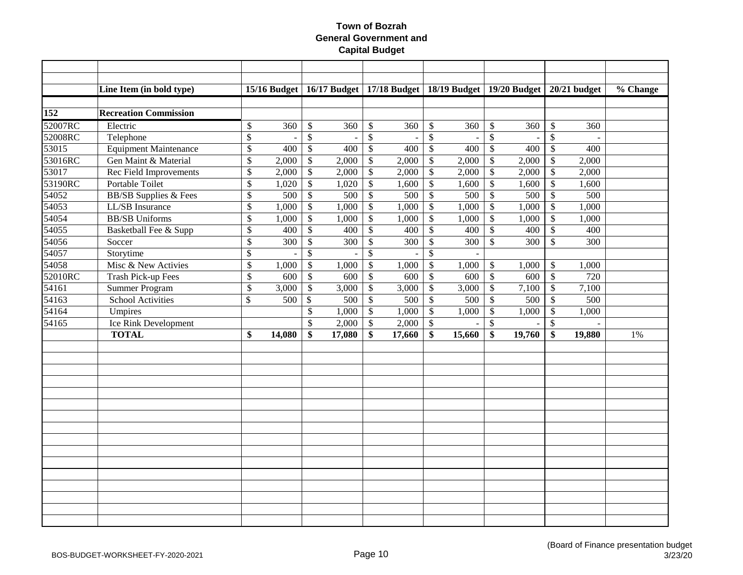**Town of Bozrah**
**General Government and**
**Capital Budget**

| | Line Item (in bold type) | 15/16 Budget | 16/17 Budget | 17/18 Budget | 18/19 Budget | 19/20 Budget | 20/21 budget | % Change |
|---|---|---|---|---|---|---|---|---|
| **152** | **Recreation Commission** | | | | | | | |
| 52007RC | Electric | $ 360 | $ 360 | $ 360 | $ 360 | $ 360 | $ 360 | |
| 52008RC | Telephone | $ - | $ - | $ - | $ - | $ - | $ - | |
| 53015 | Equipment Maintenance | $ 400 | $ 400 | $ 400 | $ 400 | $ 400 | $ 400 | |
| 53016RC | Gen Maint & Material | $ 2,000 | $ 2,000 | $ 2,000 | $ 2,000 | $ 2,000 | $ 2,000 | |
| 53017 | Rec Field Improvements | $ 2,000 | $ 2,000 | $ 2,000 | $ 2,000 | $ 2,000 | $ 2,000 | |
| 53190RC | Portable Toilet | $ 1,020 | $ 1,020 | $ 1,600 | $ 1,600 | $ 1,600 | $ 1,600 | |
| 54052 | BB/SB Supplies & Fees | $ 500 | $ 500 | $ 500 | $ 500 | $ 500 | $ 500 | |
| 54053 | LL/SB Insurance | $ 1,000 | $ 1,000 | $ 1,000 | $ 1,000 | $ 1,000 | $ 1,000 | |
| 54054 | BB/SB Uniforms | $ 1,000 | $ 1,000 | $ 1,000 | $ 1,000 | $ 1,000 | $ 1,000 | |
| 54055 | Basketball Fee & Supp | $ 400 | $ 400 | $ 400 | $ 400 | $ 400 | $ 400 | |
| 54056 | Soccer | $ 300 | $ 300 | $ 300 | $ 300 | $ 300 | $ 300 | |
| 54057 | Storytime | $ - | $ - | $ - | $ - | | | |
| 54058 | Misc & New Activies | $ 1,000 | $ 1,000 | $ 1,000 | $ 1,000 | $ 1,000 | $ 1,000 | |
| 52010RC | Trash Pick-up Fees | $ 600 | $ 600 | $ 600 | $ 600 | $ 600 | $ 720 | |
| 54161 | Summer Program | $ 3,000 | $ 3,000 | $ 3,000 | $ 3,000 | $ 7,100 | $ 7,100 | |
| 54163 | School Activities | $ 500 | $ 500 | $ 500 | $ 500 | $ 500 | $ 500 | |
| 54164 | Umpires | | $ 1,000 | $ 1,000 | $ 1,000 | $ 1,000 | $ 1,000 | |
| 54165 | Ice Rink Development | | $ 2,000 | $ 2,000 | $ - | $ - | $ - | |
| | **TOTAL** | **$ 14,080** | **$ 17,080** | **$ 17,660** | **$ 15,660** | **$ 19,760** | **$ 19,880** | 1% |

(Board of Finance presentation budget 3/23/20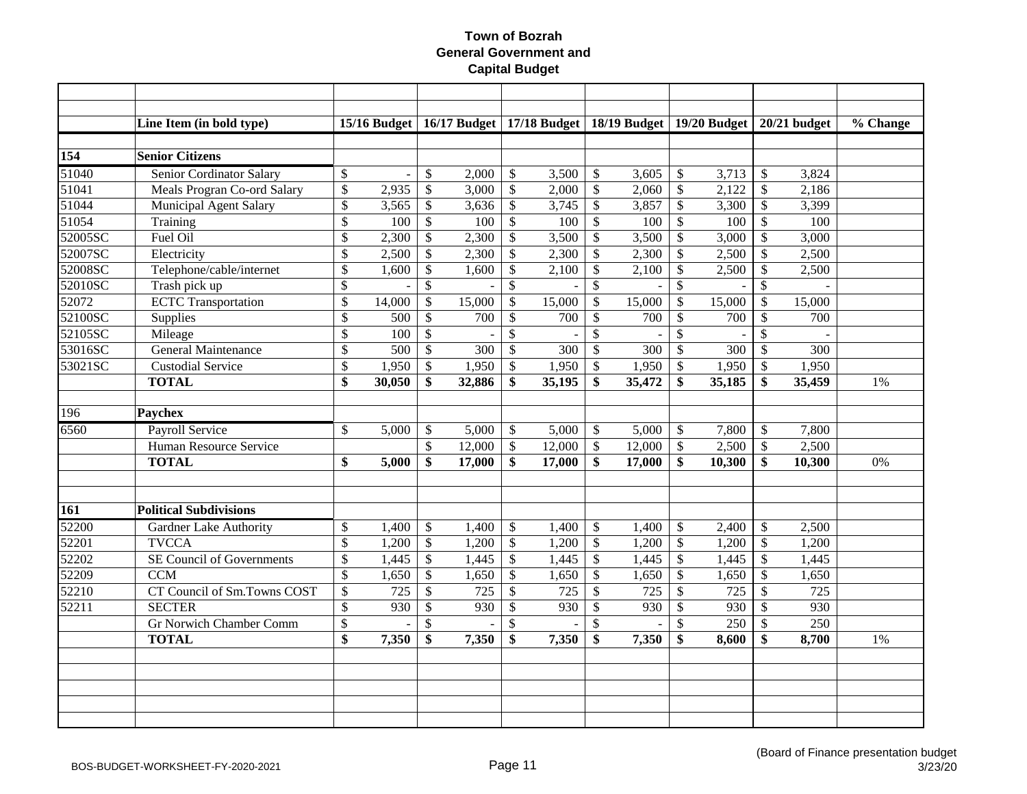# Town of Bozrah
## General Government and Capital Budget

| | Line Item (in bold type) | 15/16 Budget | 16/17 Budget | 17/18 Budget | 18/19 Budget | 19/20 Budget | 20/21 budget | % Change |
|---|---|---|---|---|---|---|---|---|
| **154** | **Senior Citizens** | | | | | | | |
| 51040 | Senior Cordinator Salary | $ - | $ 2,000 | $ 3,500 | $ 3,605 | $ 3,713 | $ 3,824 | |
| 51041 | Meals Progran Co-ord Salary | $ 2,935 | $ 3,000 | $ 2,000 | $ 2,060 | $ 2,122 | $ 2,186 | |
| 51044 | Municipal Agent Salary | $ 3,565 | $ 3,636 | $ 3,745 | $ 3,857 | $ 3,300 | $ 3,399 | |
| 51054 | Training | $ 100 | $ 100 | $ 100 | $ 100 | $ 100 | $ 100 | |
| 52005SC | Fuel Oil | $ 2,300 | $ 2,300 | $ 3,500 | $ 3,500 | $ 3,000 | $ 3,000 | |
| 52007SC | Electricity | $ 2,500 | $ 2,300 | $ 2,300 | $ 2,300 | $ 2,500 | $ 2,500 | |
| 52008SC | Telephone/cable/internet | $ 1,600 | $ 1,600 | $ 2,100 | $ 2,100 | $ 2,500 | $ 2,500 | |
| 52010SC | Trash pick up | $ - | $ - | $ - | $ - | $ - | $ - | |
| 52072 | ECTC Transportation | $ 14,000 | $ 15,000 | $ 15,000 | $ 15,000 | $ 15,000 | $ 15,000 | |
| 52100SC | Supplies | $ 500 | $ 700 | $ 700 | $ 700 | $ 700 | $ 700 | |
| 52105SC | Mileage | $ 100 | $ - | $ - | $ - | $ - | $ - | |
| 53016SC | General Maintenance | $ 500 | $ 300 | $ 300 | $ 300 | $ 300 | $ 300 | |
| 53021SC | Custodial Service | $ 1,950 | $ 1,950 | $ 1,950 | $ 1,950 | $ 1,950 | $ 1,950 | |
| | **TOTAL** | **$ 30,050** | **$ 32,886** | **$ 35,195** | **$ 35,472** | **$ 35,185** | **$ 35,459** | 1% |
| | | | | | | | | |
| 196 | **Paychex** | | | | | | | |
| 6560 | Payroll Service | $ 5,000 | $ 5,000 | $ 5,000 | $ 5,000 | $ 7,800 | $ 7,800 | |
| | Human Resource Service | | $ 12,000 | $ 12,000 | $ 12,000 | $ 2,500 | $ 2,500 | |
| | **TOTAL** | **$ 5,000** | **$ 17,000** | **$ 17,000** | **$ 17,000** | **$ 10,300** | **$ 10,300** | 0% |
| | | | | | | | | |
| **161** | **Political Subdivisions** | | | | | | | |
| 52200 | Gardner Lake Authority | $ 1,400 | $ 1,400 | $ 1,400 | $ 1,400 | $ 2,400 | $ 2,500 | |
| 52201 | TVCCA | $ 1,200 | $ 1,200 | $ 1,200 | $ 1,200 | $ 1,200 | $ 1,200 | |
| 52202 | SE Council of Governments | $ 1,445 | $ 1,445 | $ 1,445 | $ 1,445 | $ 1,445 | $ 1,445 | |
| 52209 | CCM | $ 1,650 | $ 1,650 | $ 1,650 | $ 1,650 | $ 1,650 | $ 1,650 | |
| 52210 | CT Council of Sm.Towns COST | $ 725 | $ 725 | $ 725 | $ 725 | $ 725 | $ 725 | |
| 52211 | SECTER | $ 930 | $ 930 | $ 930 | $ 930 | $ 930 | $ 930 | |
| | Gr Norwich Chamber Comm | $ - | $ - | $ - | $ - | $ 250 | $ 250 | |
| | **TOTAL** | **$ 7,350** | **$ 7,350** | **$ 7,350** | **$ 7,350** | **$ 8,600** | **$ 8,700** | 1% |

BOS-BUDGET-WORKSHEET-FY-2020-2021

(Board of Finance presentation budget 3/23/20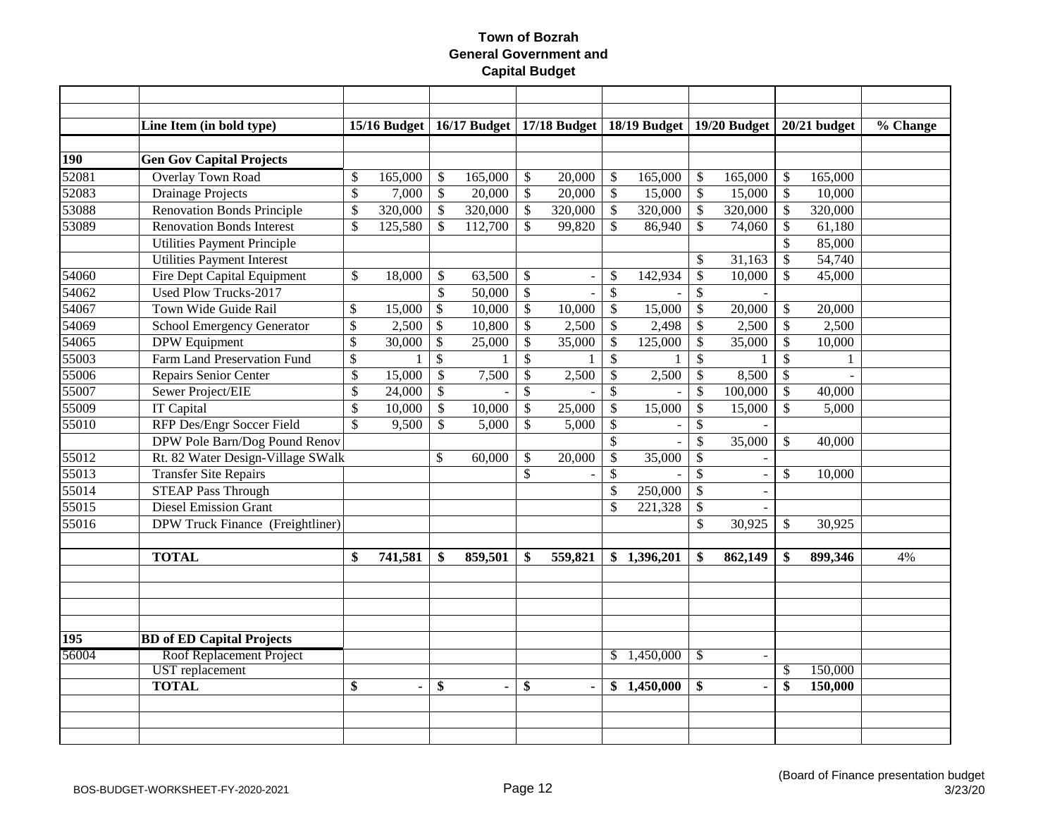# Town of Bozrah
## General Government and Capital Budget

| | Line Item (in bold type) | 15/16 Budget | 16/17 Budget | 17/18 Budget | 18/19 Budget | 19/20 Budget | 20/21 budget | % Change |
|---|---|---|---|---|---|---|---|---|
| **190** | **Gen Gov Capital Projects** | | | | | | | |
| 52081 | Overlay Town Road | $ 165,000 | $ 165,000 | $ 20,000 | $ 165,000 | $ 165,000 | $ 165,000 | |
| 52083 | Drainage Projects | $ 7,000 | $ 20,000 | $ 20,000 | $ 15,000 | $ 15,000 | $ 10,000 | |
| 53088 | Renovation Bonds Principle | $ 320,000 | $ 320,000 | $ 320,000 | $ 320,000 | $ 320,000 | $ 320,000 | |
| 53089 | Renovation Bonds Interest | $ 125,580 | $ 112,700 | $ 99,820 | $ 86,940 | $ 74,060 | $ 61,180 | |
| | Utilities Payment Principle | | | | | | $ 85,000 | |
| | Utilities Payment Interest | | | | | $ 31,163 | $ 54,740 | |
| 54060 | Fire Dept Capital Equipment | $ 18,000 | $ 63,500 | $ - | $ 142,934 | $ 10,000 | $ 45,000 | |
| 54062 | Used Plow Trucks-2017 | | $ 50,000 | $ - | $ - | $ - | | |
| 54067 | Town Wide Guide Rail | $ 15,000 | $ 10,000 | $ 10,000 | $ 15,000 | $ 20,000 | $ 20,000 | |
| 54069 | School Emergency Generator | $ 2,500 | $ 10,800 | $ 2,500 | $ 2,498 | $ 2,500 | $ 2,500 | |
| 54065 | DPW Equipment | $ 30,000 | $ 25,000 | $ 35,000 | $ 125,000 | $ 35,000 | $ 10,000 | |
| 55003 | Farm Land Preservation Fund | $ 1 | $ 1 | $ 1 | $ 1 | $ 1 | $ 1 | |
| 55006 | Repairs Senior Center | $ 15,000 | $ 7,500 | $ 2,500 | $ 2,500 | $ 8,500 | $ - | |
| 55007 | Sewer Project/EIE | $ 24,000 | $ - | $ - | $ - | $ 100,000 | $ 40,000 | |
| 55009 | IT Capital | $ 10,000 | $ 10,000 | $ 25,000 | $ 15,000 | $ 15,000 | $ 5,000 | |
| 55010 | RFP Des/Engr Soccer Field | $ 9,500 | $ 5,000 | $ 5,000 | $ - | $ - | | |
| | DPW Pole Barn/Dog Pound Renov | | | | $ - | $ 35,000 | $ 40,000 | |
| 55012 | Rt. 82 Water Design-Village SWalk | | $ 60,000 | $ 20,000 | $ 35,000 | $ - | | |
| 55013 | Transfer Site Repairs | | | $ - | $ - | $ - | $ 10,000 | |
| 55014 | STEAP Pass Through | | | | $ 250,000 | $ - | | |
| 55015 | Diesel Emission Grant | | | | $ 221,328 | $ - | | |
| 55016 | DPW Truck Finance (Freightliner) | | | | | $ 30,925 | $ 30,925 | |
| | **TOTAL** | **$ 741,581** | **$ 859,501** | **$ 559,821** | **$ 1,396,201** | **$ 862,149** | **$ 899,346** | 4% |
| | | | | | | | | |
| **195** | **BD of ED Capital Projects** | | | | | | | |
| 56004 | Roof Replacement Project | | | | $ 1,450,000 | $ - | | |
| | UST replacement | | | | | | $ 150,000 | |
| | **TOTAL** | **$ -** | **$ -** | **$ -** | **$ 1,450,000** | **$ -** | **$ 150,000** | |

BOS-BUDGET-WORKSHEET-FY-2020-2021

(Board of Finance presentation budget 3/23/20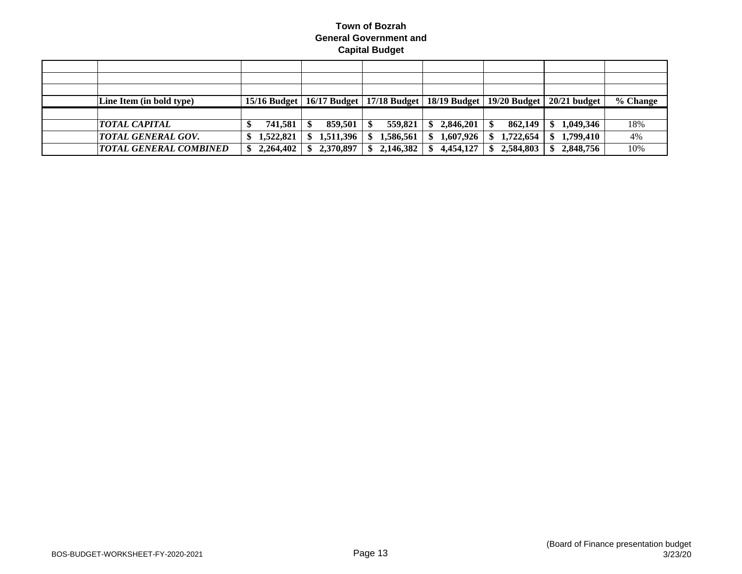**Town of Bozrah**
**General Government and**
**Capital Budget**

| | Line Item (in bold type) | 15/16 Budget | 16/17 Budget | 17/18 Budget | 18/19 Budget | 19/20 Budget | 20/21 budget | % Change |
|---|---|---|---|---|---|---|---|---|
| | | | | | | | | |
| | ***TOTAL CAPITAL*** | **$ 741,581** | **$ 859,501** | **$ 559,821** | **$ 2,846,201** | **$ 862,149** | **$ 1,049,346** | 18% |
| | ***TOTAL GENERAL GOV.*** | **$ 1,522,821** | **$ 1,511,396** | **$ 1,586,561** | **$ 1,607,926** | **$ 1,722,654** | **$ 1,799,410** | 4% |
| | ***TOTAL GENERAL COMBINED*** | **$ 2,264,402** | **$ 2,370,897** | **$ 2,146,382** | **$ 4,454,127** | **$ 2,584,803** | **$ 2,848,756** | 10% |

BOS-BUDGET-WORKSHEET-FY-2020-2021

(Board of Finance presentation budget 3/23/20